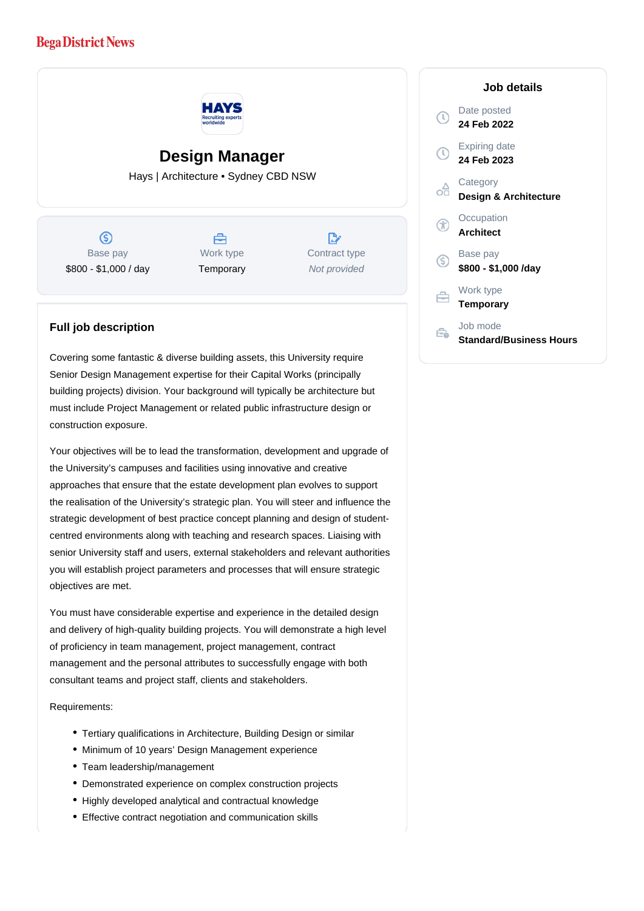Bega District News

# Design Manager

Hays | Architecture • Sydney CBD NSW

| Base pay | Work type | Contract type |
|---|---|---|
| $800 - $1,000 / day | Temporary | *Not provided* |

## Full job description

Covering some fantastic & diverse building assets, this University require Senior Design Management expertise for their Capital Works (principally building projects) division. Your background will typically be architecture but must include Project Management or related public infrastructure design or construction exposure.

Your objectives will be to lead the transformation, development and upgrade of the University's campuses and facilities using innovative and creative approaches that ensure that the estate development plan evolves to support the realisation of the University's strategic plan. You will steer and influence the strategic development of best practice concept planning and design of student-centred environments along with teaching and research spaces. Liaising with senior University staff and users, external stakeholders and relevant authorities you will establish project parameters and processes that will ensure strategic objectives are met.

You must have considerable expertise and experience in the detailed design and delivery of high-quality building projects. You will demonstrate a high level of proficiency in team management, project management, contract management and the personal attributes to successfully engage with both consultant teams and project staff, clients and stakeholders.

Requirements:

- Tertiary qualifications in Architecture, Building Design or similar
- Minimum of 10 years' Design Management experience
- Team leadership/management
- Demonstrated experience on complex construction projects
- Highly developed analytical and contractual knowledge
- Effective contract negotiation and communication skills

## Job details

Date posted
**24 Feb 2022**

Expiring date
**24 Feb 2023**

Category
**Design & Architecture**

Occupation
**Architect**

Base pay
**$800 - $1,000 /day**

Work type
**Temporary**

Job mode
**Standard/Business Hours**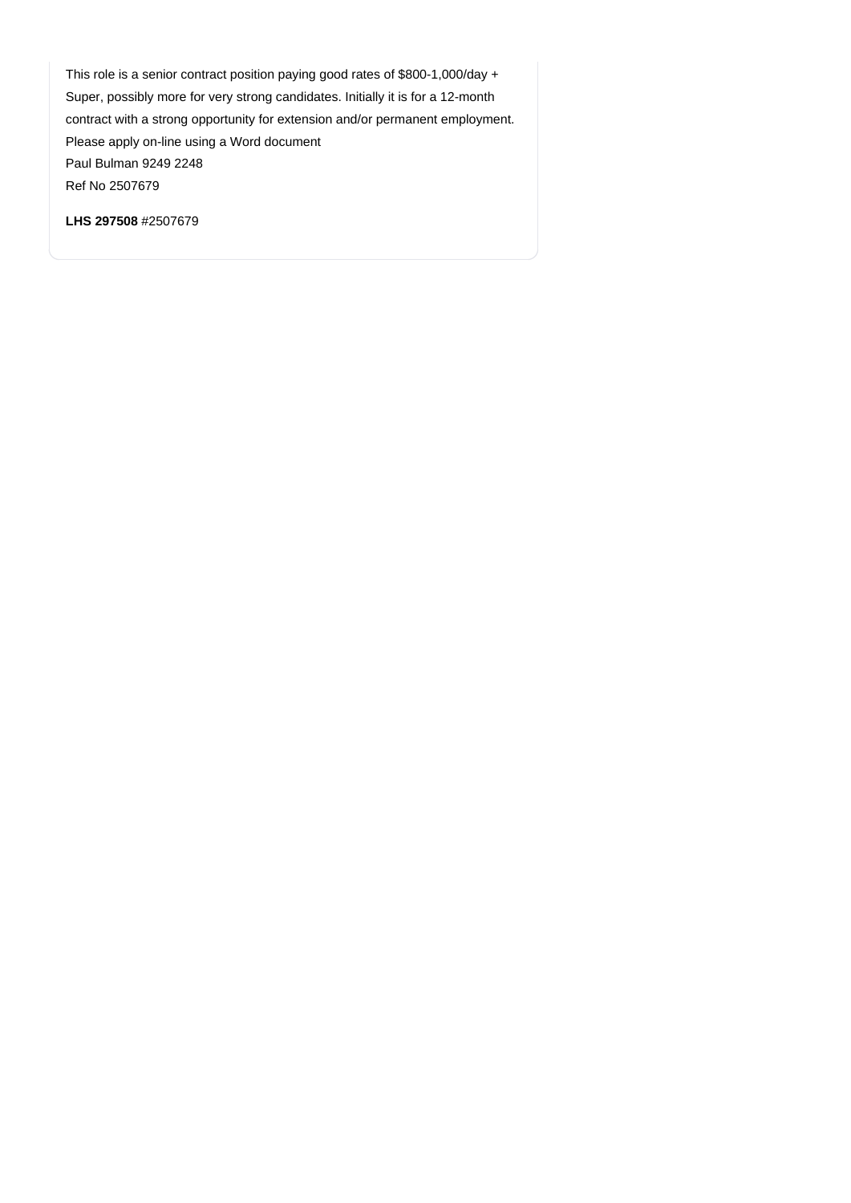This role is a senior contract position paying good rates of $800-1,000/day + Super, possibly more for very strong candidates. Initially it is for a 12-month contract with a strong opportunity for extension and/or permanent employment.
Please apply on-line using a Word document
Paul Bulman 9249 2248
Ref No 2507679

**LHS 297508** #2507679